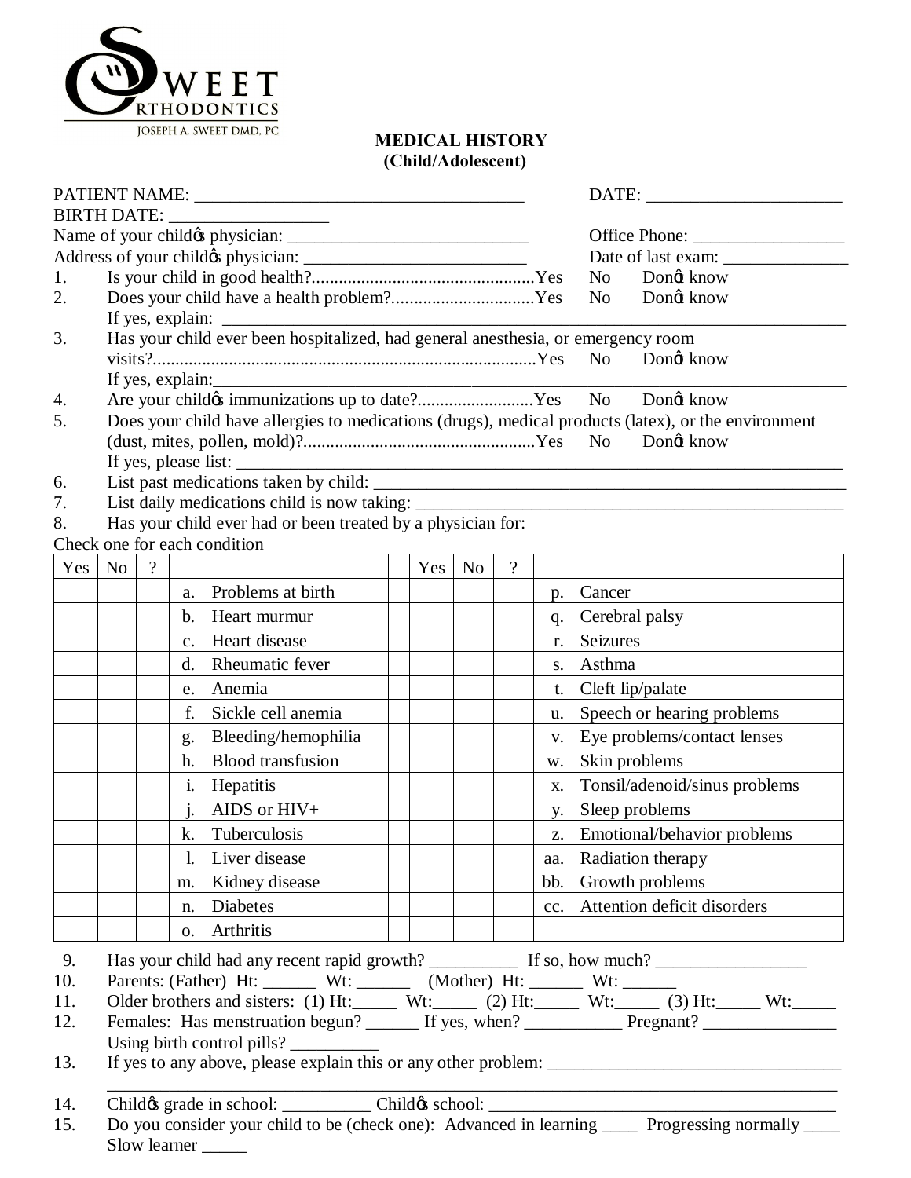SWEET ORTHODONTICS
JOSEPH A. SWEET DMD, PC

# MEDICAL HISTORY
## (Child/Adolescent)

PATIENT NAME: ____________________________________ DATE: ______________________

BIRTH DATE: _________________

Name of your childǿs physician: ___________________________ Office Phone: _________________

Address of your childǿs physician: _________________________ Date of last exam: ______________

1. Is your child in good health?.................................................Yes No Donǿt know
2. Does your child have a health problem?...............................Yes No Donǿt know
   If yes, explain: ______________________________________________________________________________
3. Has your child ever been hospitalized, had general anesthesia, or emergency room visits?......................................................................................Yes No Donǿt know
   If yes, explain:_______________________________________________________________________________
4. Are your childǿs immunizations up to date?.........................Yes No Donǿt know
5. Does your child have allergies to medications (drugs), medical products (latex), or the environment (dust, mites, pollen, mold)?...................................................Yes No Donǿt know
   If yes, please list: ____________________________________________________________________________
6. List past medications taken by child: _____________________________________________________
7. List daily medications child is now taking: _________________________________________________
8. Has your child ever had or been treated by a physician for:

Check one for each condition

| Yes | No | ? | | | Yes | No | ? | |
|---|---|---|---|---|---|---|---|---|
| | | | a. Problems at birth | | | | | p. Cancer |
| | | | b. Heart murmur | | | | | q. Cerebral palsy |
| | | | c. Heart disease | | | | | r. Seizures |
| | | | d. Rheumatic fever | | | | | s. Asthma |
| | | | e. Anemia | | | | | t. Cleft lip/palate |
| | | | f. Sickle cell anemia | | | | | u. Speech or hearing problems |
| | | | g. Bleeding/hemophilia | | | | | v. Eye problems/contact lenses |
| | | | h. Blood transfusion | | | | | w. Skin problems |
| | | | i. Hepatitis | | | | | x. Tonsil/adenoid/sinus problems |
| | | | j. AIDS or HIV+ | | | | | y. Sleep problems |
| | | | k. Tuberculosis | | | | | z. Emotional/behavior problems |
| | | | l. Liver disease | | | | | aa. Radiation therapy |
| | | | m. Kidney disease | | | | | bb. Growth problems |
| | | | n. Diabetes | | | | | cc. Attention deficit disorders |
| | | | o. Arthritis | | | | | |

9. Has your child had any recent rapid growth? __________ If so, how much? _________________
10. Parents: (Father) Ht: ______ Wt: ______ (Mother) Ht: ______ Wt: ______
11. Older brothers and sisters: (1) Ht:_____ Wt:_____ (2) Ht:_____ Wt:_____ (3) Ht:_____ Wt:_____
12. Females: Has menstruation begun? ______ If yes, when? ___________ Pregnant? _______________
    Using birth control pills? __________
13. If yes to any above, please explain this or any other problem: __________________________________
    ____________________________________________________________________________________________
14. Childǿs grade in school: __________ Childǿs school: __________________________________________
15. Do you consider your child to be (check one): Advanced in learning ____ Progressing normally ____
    Slow learner _____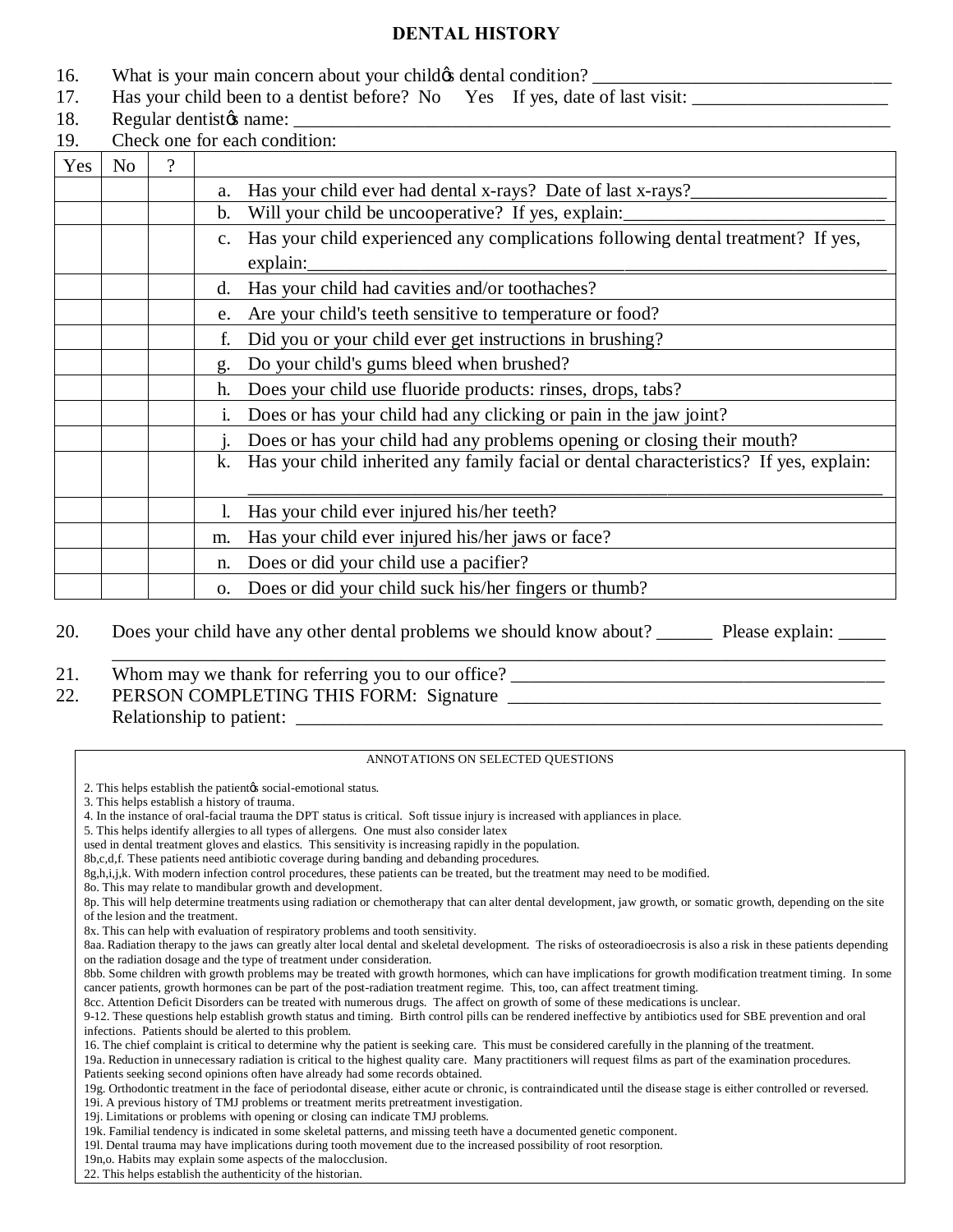# DENTAL HISTORY

16. What is your main concern about your childǿs dental condition? _______________________________
17. Has your child been to a dentist before? No  Yes  If yes, date of last visit: ____________________
18. Regular dentistǿs name: _________________________________________________________________
19. Check one for each condition:

| Yes | No | ? | |
|---|---|---|---|
| | | | a. Has your child ever had dental x-rays? Date of last x-rays?_____________________ |
| | | | b. Will your child be uncooperative? If yes, explain:___________________________ |
| | | | c. Has your child experienced any complications following dental treatment? If yes, explain:_________________________________________________________ |
| | | | d. Has your child had cavities and/or toothaches? |
| | | | e. Are your child's teeth sensitive to temperature or food? |
| | | | f. Did you or your child ever get instructions in brushing? |
| | | | g. Do your child's gums bleed when brushed? |
| | | | h. Does your child use fluoride products: rinses, drops, tabs? |
| | | | i. Does or has your child had any clicking or pain in the jaw joint? |
| | | | j. Does or has your child had any problems opening or closing their mouth? |
| | | | k. Has your child inherited any family facial or dental characteristics? If yes, explain: _______________________________________________________________ |
| | | | l. Has your child ever injured his/her teeth? |
| | | | m. Has your child ever injured his/her jaws or face? |
| | | | n. Does or did your child use a pacifier? |
| | | | o. Does or did your child suck his/her fingers or thumb? |

20. Does your child have any other dental problems we should know about? ______ Please explain: _____
_______________________________________________________________________________
21. Whom may we thank for referring you to our office? _____________________________________
22. PERSON COMPLETING THIS FORM: Signature _____________________________________
Relationship to patient: ___________________________________________________________

ANNOTATIONS ON SELECTED QUESTIONS

2. This helps establish the patientǿs social-emotional status.
3. This helps establish a history of trauma.
4. In the instance of oral-facial trauma the DPT status is critical. Soft tissue injury is increased with appliances in place.
5. This helps identify allergies to all types of allergens. One must also consider latex used in dental treatment gloves and elastics. This sensitivity is increasing rapidly in the population.
8b,c,d,f. These patients need antibiotic coverage during banding and debanding procedures.
8g,h,i,j,k. With modern infection control procedures, these patients can be treated, but the treatment may need to be modified.
8o. This may relate to mandibular growth and development.
8p. This will help determine treatments using radiation or chemotherapy that can alter dental development, jaw growth, or somatic growth, depending on the site of the lesion and the treatment.
8x. This can help with evaluation of respiratory problems and tooth sensitivity.
8aa. Radiation therapy to the jaws can greatly alter local dental and skeletal development. The risks of osteoradioecrosis is also a risk in these patients depending on the radiation dosage and the type of treatment under consideration.
8bb. Some children with growth problems may be treated with growth hormones, which can have implications for growth modification treatment timing. In some cancer patients, growth hormones can be part of the post-radiation treatment regime. This, too, can affect treatment timing.
8cc. Attention Deficit Disorders can be treated with numerous drugs. The affect on growth of some of these medications is unclear.
9-12. These questions help establish growth status and timing. Birth control pills can be rendered ineffective by antibiotics used for SBE prevention and oral infections. Patients should be alerted to this problem.
16. The chief complaint is critical to determine why the patient is seeking care. This must be considered carefully in the planning of the treatment.
19a. Reduction in unnecessary radiation is critical to the highest quality care. Many practitioners will request films as part of the examination procedures. Patients seeking second opinions often have already had some records obtained.
19g. Orthodontic treatment in the face of periodontal disease, either acute or chronic, is contraindicated until the disease stage is either controlled or reversed.
19i. A previous history of TMJ problems or treatment merits pretreatment investigation.
19j. Limitations or problems with opening or closing can indicate TMJ problems.
19k. Familial tendency is indicated in some skeletal patterns, and missing teeth have a documented genetic component.
19l. Dental trauma may have implications during tooth movement due to the increased possibility of root resorption.
19n,o. Habits may explain some aspects of the malocclusion.
22. This helps establish the authenticity of the historian.